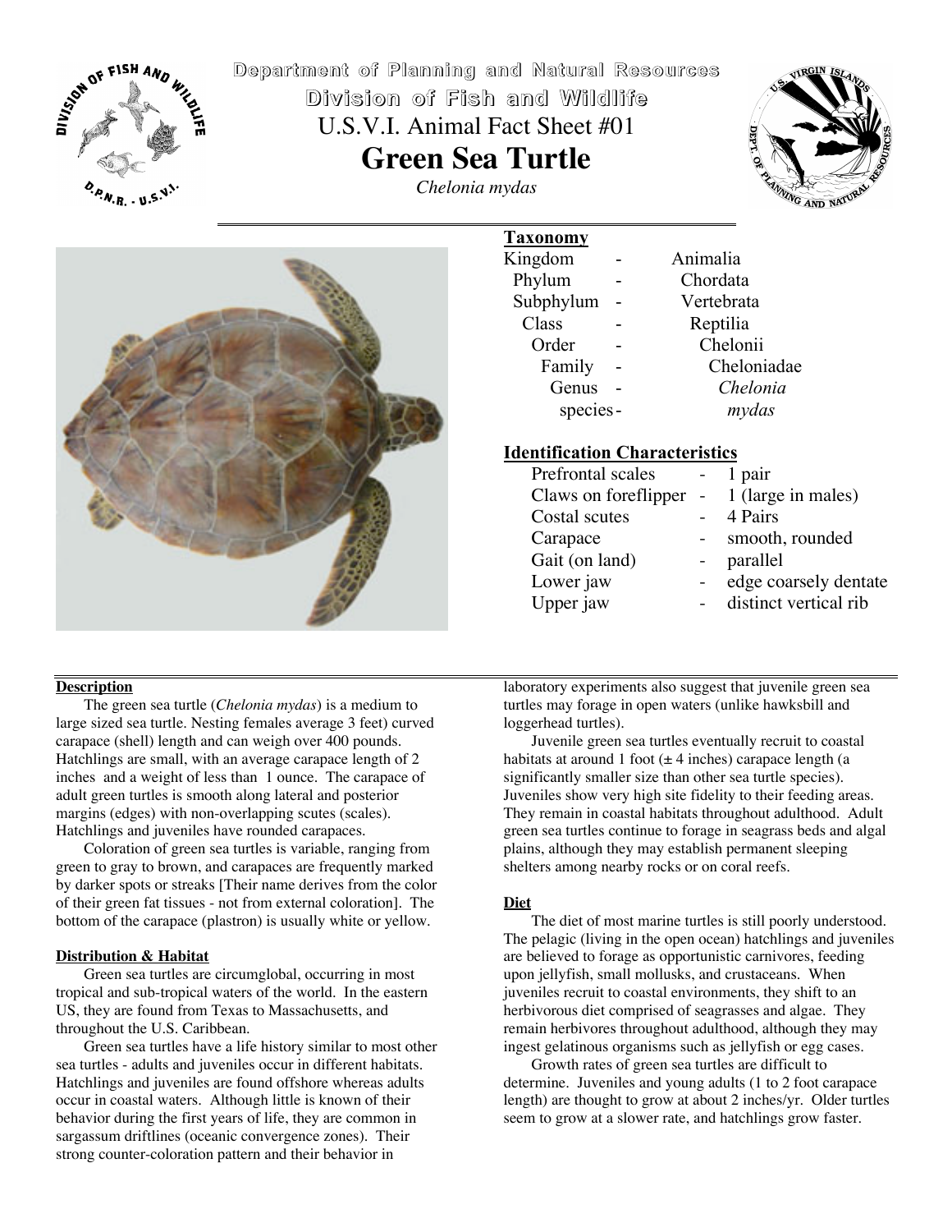**Department of Planning and Natural Resources**

**Division of Fish and Wildlife**

U.S.V.I. Animal Fact Sheet #01

# Green Sea Turtle

*Chelonia mydas*

## Taxonomy

| | | |
|---|---|---|
| Kingdom | - | Animalia |
| Phylum | - | Chordata |
| Subphylum | - | Vertebrata |
| Class | - | Reptilia |
| Order | - | Chelonii |
| Family | - | Cheloniadae |
| Genus | - | *Chelonia* |
| species | - | *mydas* |

## Identification Characteristics

| | | |
|---|---|---|
| Prefrontal scales | - | 1 pair |
| Claws on foreflipper | - | 1 (large in males) |
| Costal scutes | - | 4 Pairs |
| Carapace | - | smooth, rounded |
| Gait (on land) | - | parallel |
| Lower jaw | - | edge coarsely dentate |
| Upper jaw | - | distinct vertical rib |

## Description

The green sea turtle (*Chelonia mydas*) is a medium to large sized sea turtle. Nesting females average 3 feet) curved carapace (shell) length and can weigh over 400 pounds. Hatchlings are small, with an average carapace length of 2 inches and a weight of less than 1 ounce. The carapace of adult green turtles is smooth along lateral and posterior margins (edges) with non-overlapping scutes (scales). Hatchlings and juveniles have rounded carapaces.

Coloration of green sea turtles is variable, ranging from green to gray to brown, and carapaces are frequently marked by darker spots or streaks [Their name derives from the color of their green fat tissues - not from external coloration]. The bottom of the carapace (plastron) is usually white or yellow.

## Distribution & Habitat

Green sea turtles are circumglobal, occurring in most tropical and sub-tropical waters of the world. In the eastern US, they are found from Texas to Massachusetts, and throughout the U.S. Caribbean.

Green sea turtles have a life history similar to most other sea turtles - adults and juveniles occur in different habitats. Hatchlings and juveniles are found offshore whereas adults occur in coastal waters. Although little is known of their behavior during the first years of life, they are common in sargassum driftlines (oceanic convergence zones). Their strong counter-coloration pattern and their behavior in laboratory experiments also suggest that juvenile green sea turtles may forage in open waters (unlike hawksbill and loggerhead turtles).

Juvenile green sea turtles eventually recruit to coastal habitats at around 1 foot (± 4 inches) carapace length (a significantly smaller size than other sea turtle species). Juveniles show very high site fidelity to their feeding areas. They remain in coastal habitats throughout adulthood. Adult green sea turtles continue to forage in seagrass beds and algal plains, although they may establish permanent sleeping shelters among nearby rocks or on coral reefs.

## Diet

The diet of most marine turtles is still poorly understood. The pelagic (living in the open ocean) hatchlings and juveniles are believed to forage as opportunistic carnivores, feeding upon jellyfish, small mollusks, and crustaceans. When juveniles recruit to coastal environments, they shift to an herbivorous diet comprised of seagrasses and algae. They remain herbivores throughout adulthood, although they may ingest gelatinous organisms such as jellyfish or egg cases.

Growth rates of green sea turtles are difficult to determine. Juveniles and young adults (1 to 2 foot carapace length) are thought to grow at about 2 inches/yr. Older turtles seem to grow at a slower rate, and hatchlings grow faster.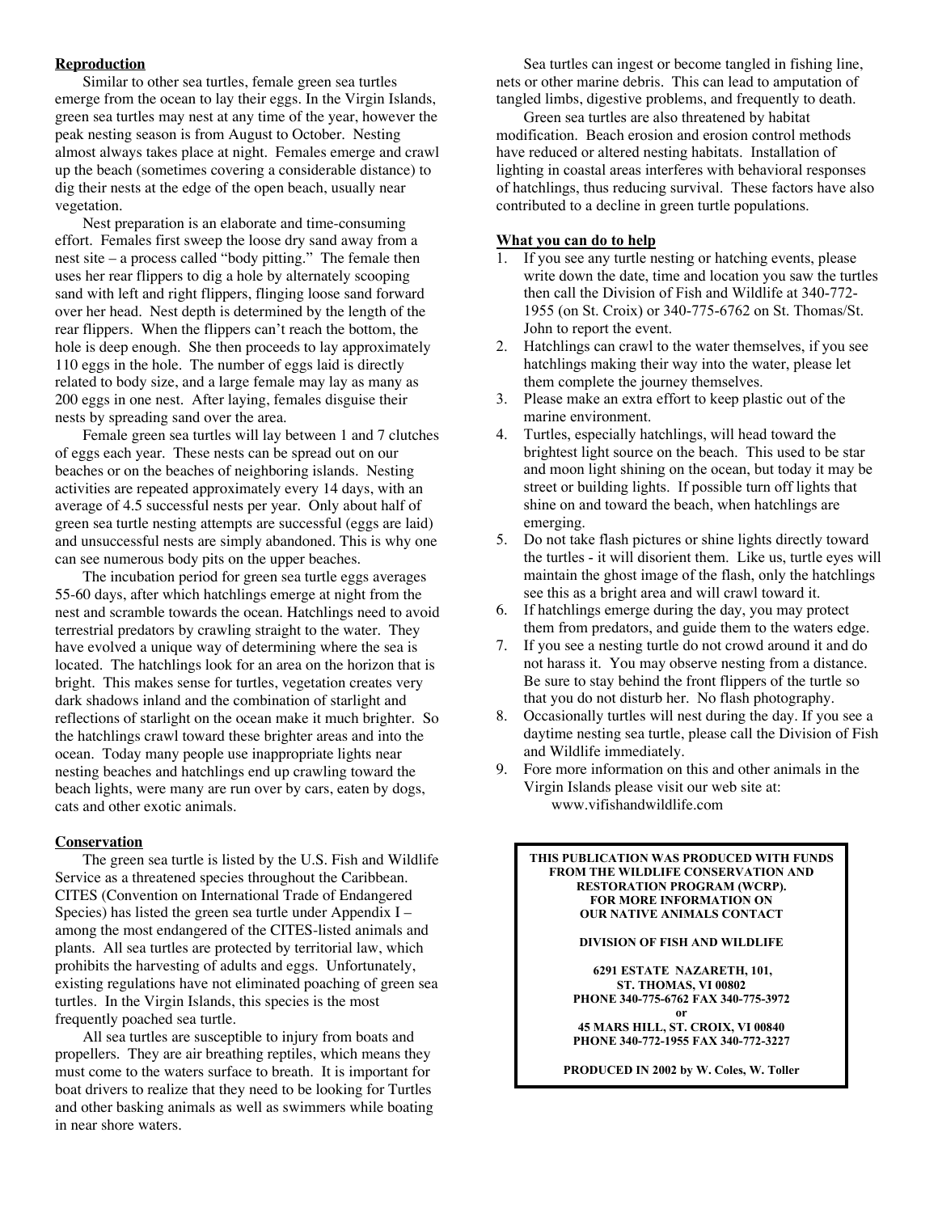## Reproduction

Similar to other sea turtles, female green sea turtles emerge from the ocean to lay their eggs. In the Virgin Islands, green sea turtles may nest at any time of the year, however the peak nesting season is from August to October. Nesting almost always takes place at night. Females emerge and crawl up the beach (sometimes covering a considerable distance) to dig their nests at the edge of the open beach, usually near vegetation.

Nest preparation is an elaborate and time-consuming effort. Females first sweep the loose dry sand away from a nest site – a process called "body pitting." The female then uses her rear flippers to dig a hole by alternately scooping sand with left and right flippers, flinging loose sand forward over her head. Nest depth is determined by the length of the rear flippers. When the flippers can't reach the bottom, the hole is deep enough. She then proceeds to lay approximately 110 eggs in the hole. The number of eggs laid is directly related to body size, and a large female may lay as many as 200 eggs in one nest. After laying, females disguise their nests by spreading sand over the area.

Female green sea turtles will lay between 1 and 7 clutches of eggs each year. These nests can be spread out on our beaches or on the beaches of neighboring islands. Nesting activities are repeated approximately every 14 days, with an average of 4.5 successful nests per year. Only about half of green sea turtle nesting attempts are successful (eggs are laid) and unsuccessful nests are simply abandoned. This is why one can see numerous body pits on the upper beaches.

The incubation period for green sea turtle eggs averages 55-60 days, after which hatchlings emerge at night from the nest and scramble towards the ocean. Hatchlings need to avoid terrestrial predators by crawling straight to the water. They have evolved a unique way of determining where the sea is located. The hatchlings look for an area on the horizon that is bright. This makes sense for turtles, vegetation creates very dark shadows inland and the combination of starlight and reflections of starlight on the ocean make it much brighter. So the hatchlings crawl toward these brighter areas and into the ocean. Today many people use inappropriate lights near nesting beaches and hatchlings end up crawling toward the beach lights, were many are run over by cars, eaten by dogs, cats and other exotic animals.

## Conservation

The green sea turtle is listed by the U.S. Fish and Wildlife Service as a threatened species throughout the Caribbean. CITES (Convention on International Trade of Endangered Species) has listed the green sea turtle under Appendix I – among the most endangered of the CITES-listed animals and plants. All sea turtles are protected by territorial law, which prohibits the harvesting of adults and eggs. Unfortunately, existing regulations have not eliminated poaching of green sea turtles. In the Virgin Islands, this species is the most frequently poached sea turtle.

All sea turtles are susceptible to injury from boats and propellers. They are air breathing reptiles, which means they must come to the waters surface to breath. It is important for boat drivers to realize that they need to be looking for Turtles and other basking animals as well as swimmers while boating in near shore waters.

Sea turtles can ingest or become tangled in fishing line, nets or other marine debris. This can lead to amputation of tangled limbs, digestive problems, and frequently to death.

Green sea turtles are also threatened by habitat modification. Beach erosion and erosion control methods have reduced or altered nesting habitats. Installation of lighting in coastal areas interferes with behavioral responses of hatchlings, thus reducing survival. These factors have also contributed to a decline in green turtle populations.

## What you can do to help

1. If you see any turtle nesting or hatching events, please write down the date, time and location you saw the turtles then call the Division of Fish and Wildlife at 340-772-1955 (on St. Croix) or 340-775-6762 on St. Thomas/St. John to report the event.
2. Hatchlings can crawl to the water themselves, if you see hatchlings making their way into the water, please let them complete the journey themselves.
3. Please make an extra effort to keep plastic out of the marine environment.
4. Turtles, especially hatchlings, will head toward the brightest light source on the beach. This used to be star and moon light shining on the ocean, but today it may be street or building lights. If possible turn off lights that shine on and toward the beach, when hatchlings are emerging.
5. Do not take flash pictures or shine lights directly toward the turtles - it will disorient them. Like us, turtle eyes will maintain the ghost image of the flash, only the hatchlings see this as a bright area and will crawl toward it.
6. If hatchlings emerge during the day, you may protect them from predators, and guide them to the waters edge.
7. If you see a nesting turtle do not crowd around it and do not harass it. You may observe nesting from a distance. Be sure to stay behind the front flippers of the turtle so that you do not disturb her. No flash photography.
8. Occasionally turtles will nest during the day. If you see a daytime nesting sea turtle, please call the Division of Fish and Wildlife immediately.
9. Fore more information on this and other animals in the Virgin Islands please visit our web site at: www.vifishandwildlife.com

**THIS PUBLICATION WAS PRODUCED WITH FUNDS FROM THE WILDLIFE CONSERVATION AND RESTORATION PROGRAM (WCRP). FOR MORE INFORMATION ON OUR NATIVE ANIMALS CONTACT**

**DIVISION OF FISH AND WILDLIFE**

**6291 ESTATE NAZARETH, 101,
ST. THOMAS, VI 00802
PHONE 340-775-6762 FAX 340-775-3972
or
45 MARS HILL, ST. CROIX, VI 00840
PHONE 340-772-1955 FAX 340-772-3227**

**PRODUCED IN 2002 by W. Coles, W. Toller**